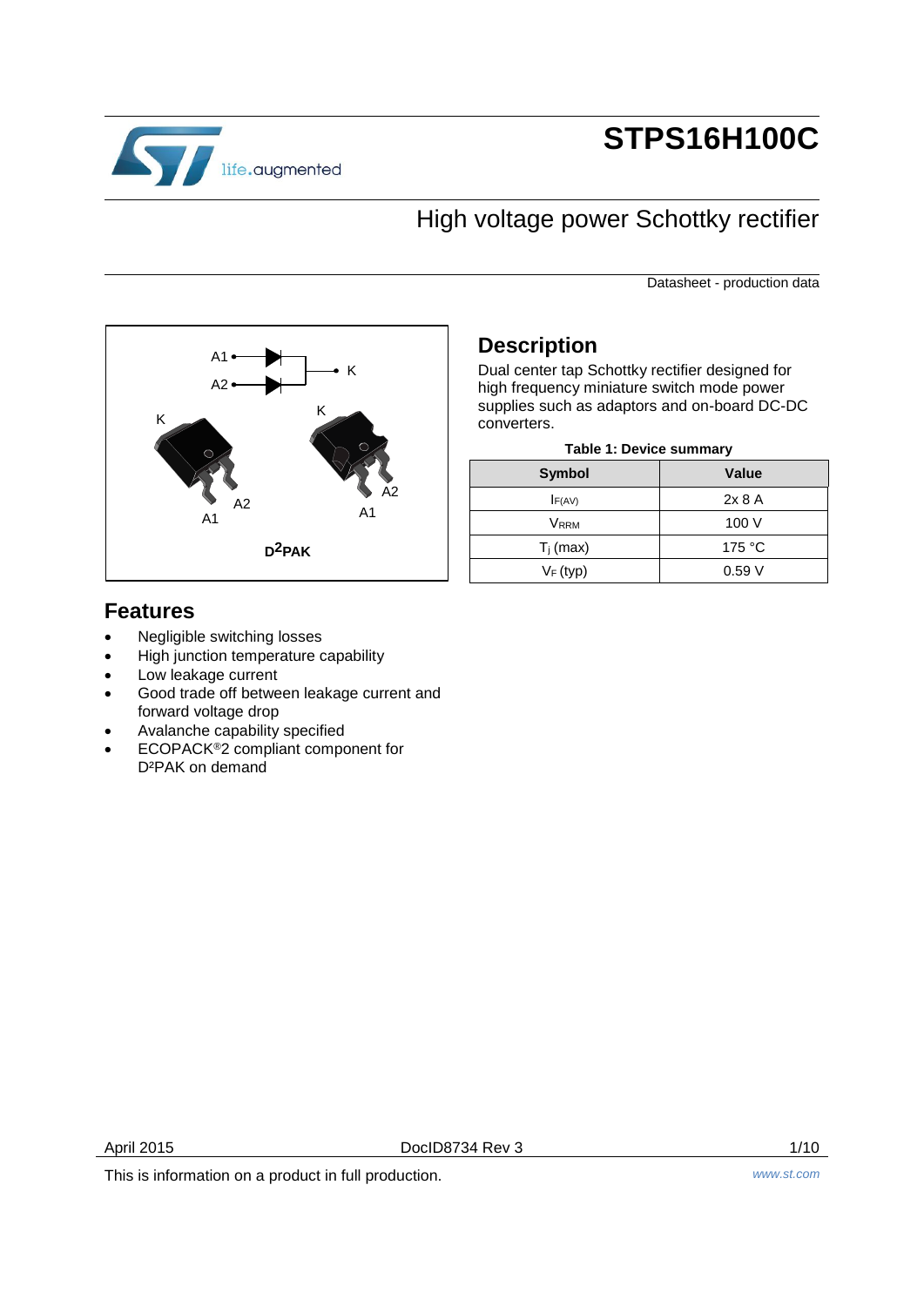# STPS16H100C

## High voltage power Schottky rectifier

Datasheet - production data

A1 A2 K

K A2 A1 K A2 A1

**D²PAK**

## Description

Dual center tap Schottky rectifier designed for high frequency miniature switch mode power supplies such as adaptors and on-board DC-DC converters.

**Table 1: Device summary**

| Symbol | Value |
|---|---|
| $I_{F(AV)}$ | 2x 8 A |
| $V_{RRM}$ | 100 V |
| $T_j$ (max) | 175 °C |
| $V_F$ (typ) | 0.59 V |

## Features

- Negligible switching losses
- High junction temperature capability
- Low leakage current
- Good trade off between leakage current and forward voltage drop
- Avalanche capability specified
- ECOPACK®2 compliant component for D²PAK on demand

April 2015 DocID8734 Rev 3

This is information on a product in full production.

www.st.com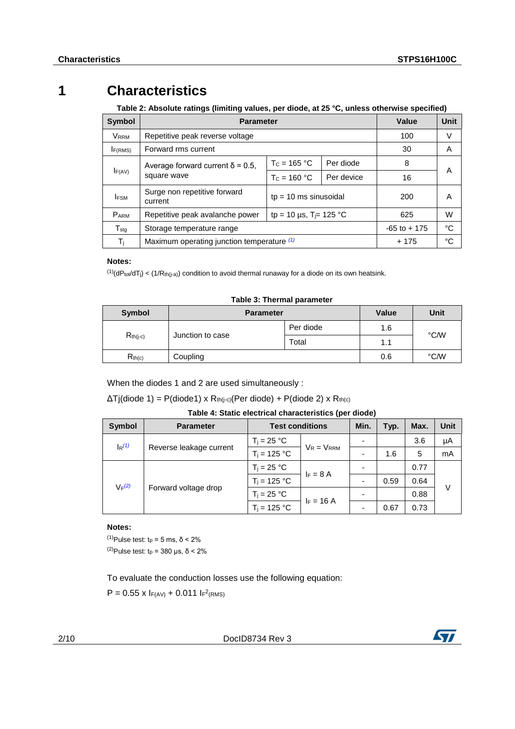# 1 Characteristics

**Table 2: Absolute ratings (limiting values, per diode, at 25 °C, unless otherwise specified)**

| Symbol | Parameter | | | Value | Unit |
|---|---|---|---|---|---|
| $V_{RRM}$ | Repetitive peak reverse voltage | | | 100 | V |
| $I_{F(RMS)}$ | Forward rms current | | | 30 | A |
| $I_{F(AV)}$ | Average forward current δ = 0.5, square wave | $T_C$ = 165 °C | Per diode | 8 | A |
| | | $T_C$ = 160 °C | Per device | 16 | |
| $I_{FSM}$ | Surge non repetitive forward current | tp = 10 ms sinusoidal | | 200 | A |
| $P_{ARM}$ | Repetitive peak avalanche power | tp = 10 µs, $T_j$= 125 °C | | 625 | W |
| $T_{stg}$ | Storage temperature range | | | -65 to + 175 | °C |
| $T_j$ | Maximum operating junction temperature [(1)] | | | + 175 | °C |

**Notes:**

[(1)] $(dP_{tot}/dT_j) < (1/R_{th(j-a)})$ condition to avoid thermal runaway for a diode on its own heatsink.

**Table 3: Thermal parameter**

| Symbol | Parameter | | Value | Unit |
|---|---|---|---|---|
| $R_{th(j-c)}$ | Junction to case | Per diode | 1.6 | °C/W |
| | | Total | 1.1 | |
| $R_{th(c)}$ | Coupling | | 0.6 | °C/W |

When the diodes 1 and 2 are used simultaneously :

$\Delta Tj(\text{diode 1}) = P(\text{diode1}) \times R_{th(j-c)}(\text{Per diode}) + P(\text{diode 2}) \times R_{th(c)}$

**Table 4: Static electrical characteristics (per diode)**

| Symbol | Parameter | Test conditions | | Min. | Typ. | Max. | Unit |
|---|---|---|---|---|---|---|---|
| $I_R$ [(1)] | Reverse leakage current | $T_j$ = 25 °C | $V_R = V_{RRM}$ | - | | 3.6 | µA |
| | | $T_j$ = 125 °C | | - | 1.6 | 5 | mA |
| $V_F$ [(2)] | Forward voltage drop | $T_j$ = 25 °C | $I_F$ = 8 A | - | | 0.77 | V |
| | | $T_j$ = 125 °C | | - | 0.59 | 0.64 | |
| | | $T_j$ = 25 °C | $I_F$ = 16 A | - | | 0.88 | |
| | | $T_j$ = 125 °C | | - | 0.67 | 0.73 | |

**Notes:**

[(1)] Pulse test: $t_p$ = 5 ms, δ < 2%

[(2)] Pulse test: $t_p$ = 380 µs, δ < 2%

To evaluate the conduction losses use the following equation:

$P = 0.55 \times I_{F(AV)} + 0.011\, I_{F}^{2}{}_{(RMS)}$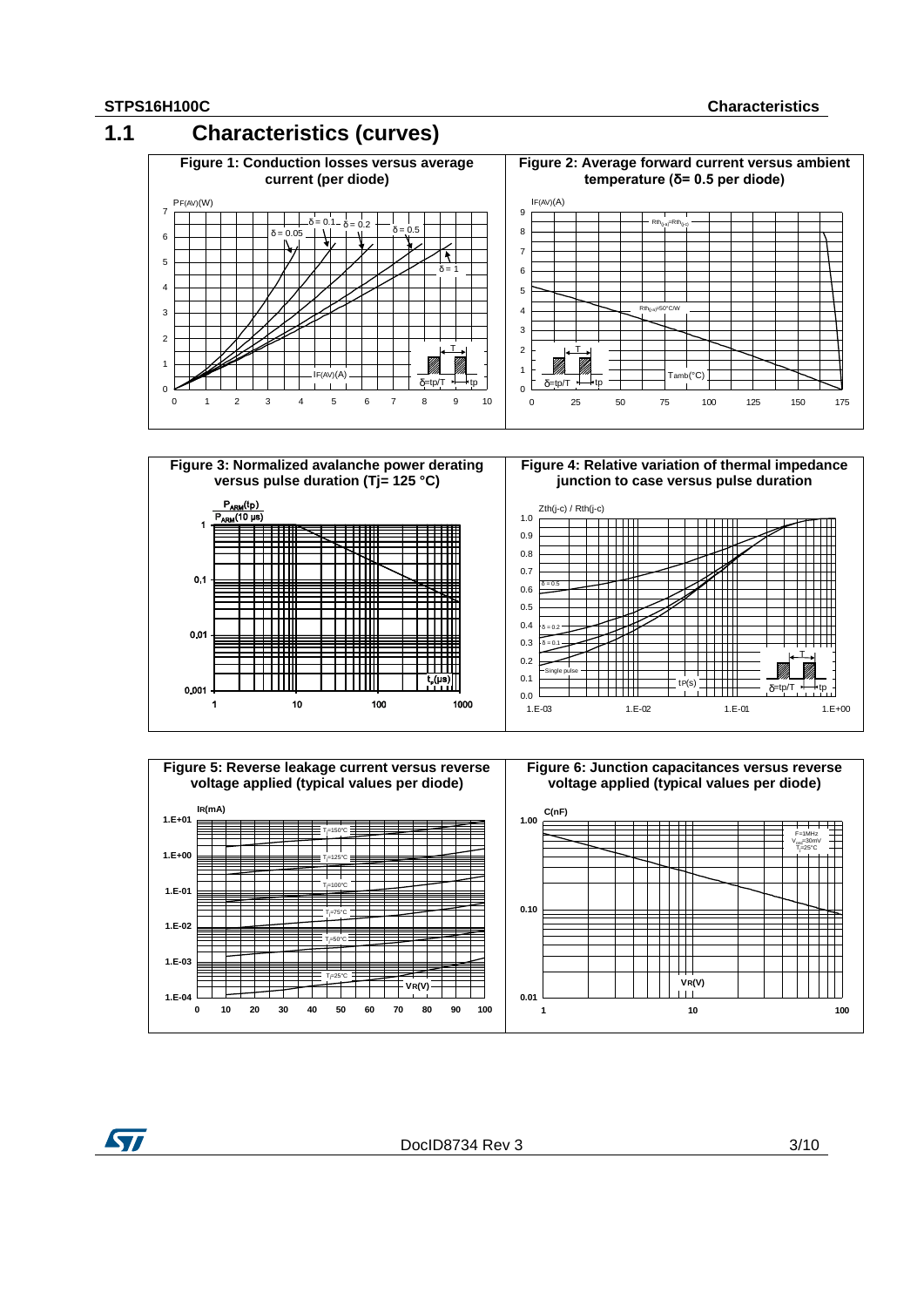## 1.1 Characteristics (curves)

**Figure 1: Conduction losses versus average current (per diode)**

**Figure 2: Average forward current versus ambient temperature (δ= 0.5 per diode)**

**Figure 3: Normalized avalanche power derating versus pulse duration (Tj= 125 °C)**

**Figure 4: Relative variation of thermal impedance junction to case versus pulse duration**

**Figure 5: Reverse leakage current versus reverse voltage applied (typical values per diode)**

**Figure 6: Junction capacitances versus reverse voltage applied (typical values per diode)**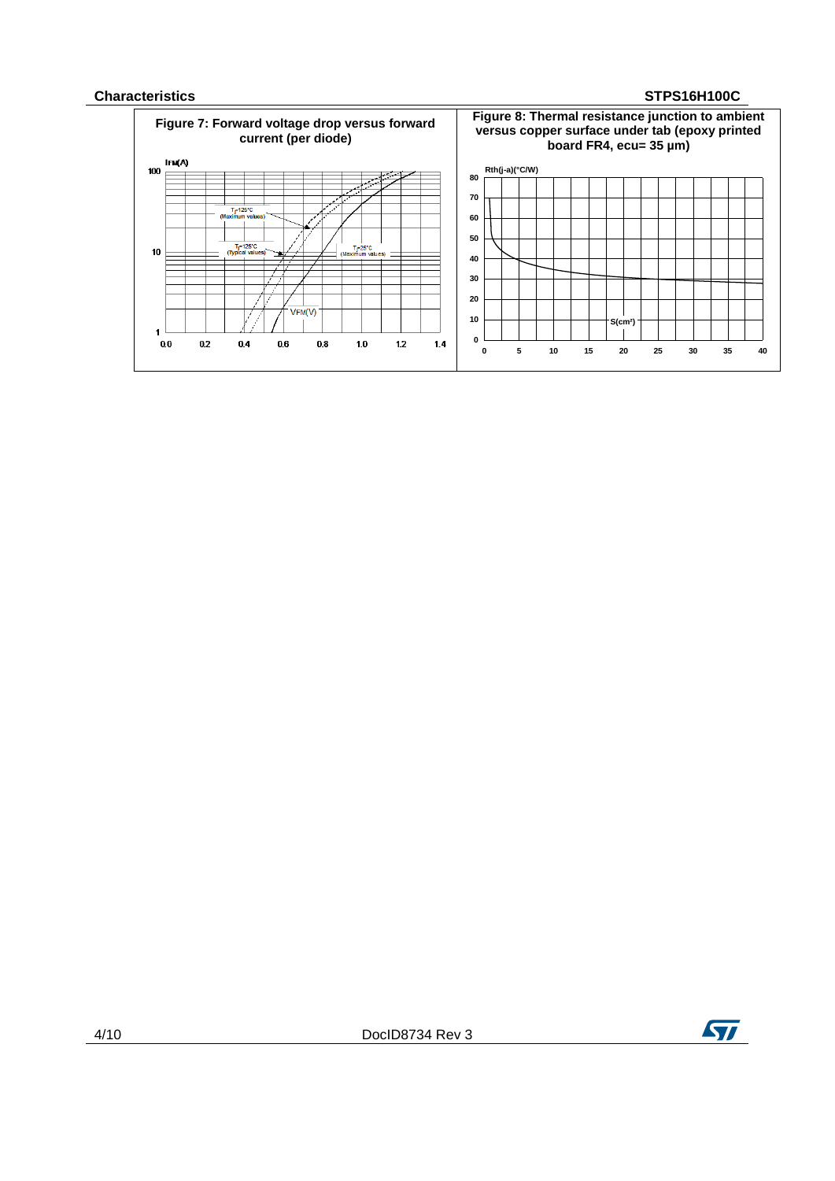Figure 7: Forward voltage drop versus forward current (per diode)

Figure 8: Thermal resistance junction to ambient versus copper surface under tab (epoxy printed board FR4, ecu= 35 µm)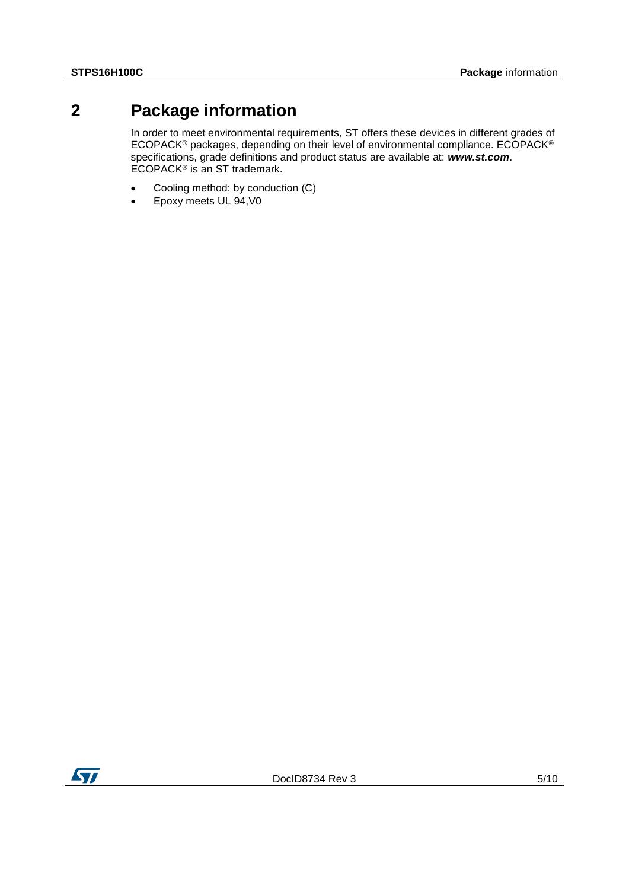# 2 Package information

In order to meet environmental requirements, ST offers these devices in different grades of ECOPACK® packages, depending on their level of environmental compliance. ECOPACK® specifications, grade definitions and product status are available at: ***www.st.com***. ECOPACK® is an ST trademark.

- Cooling method: by conduction (C)
- Epoxy meets UL 94,V0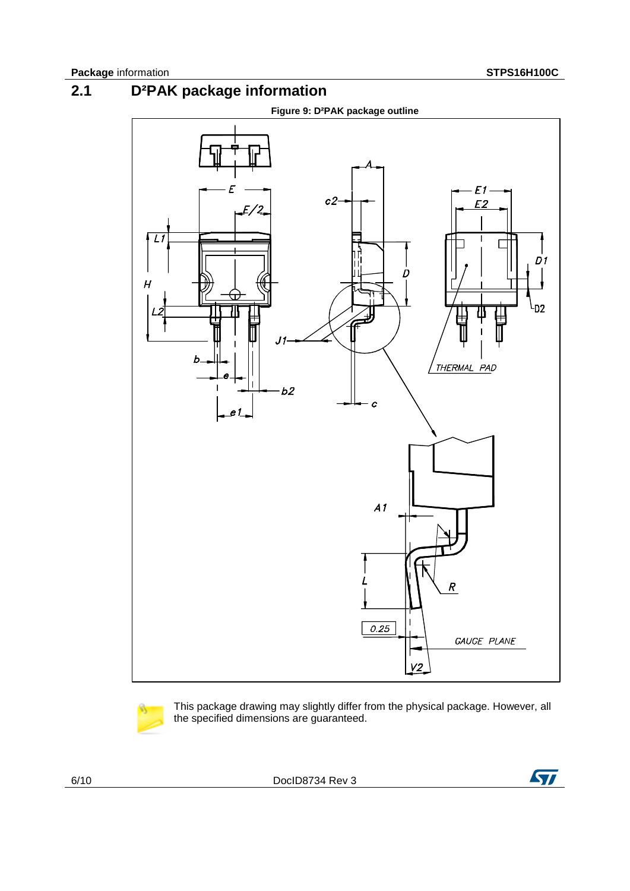## 2.1 D²PAK package information

**Figure 9: D²PAK package outline**

This package drawing may slightly differ from the physical package. However, all the specified dimensions are guaranteed.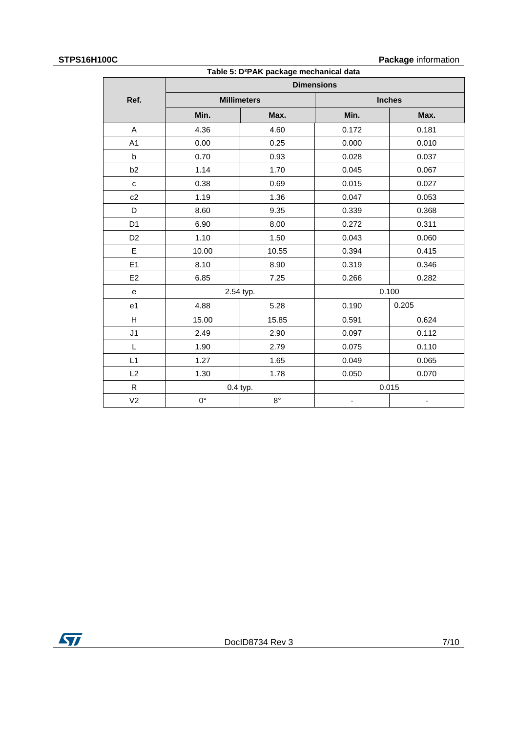Table 5: D²PAK package mechanical data

| Ref. | Dimensions | | | |
|---|---|---|---|---|
| | Millimeters | | Inches | |
| | Min. | Max. | Min. | Max. |
| A | 4.36 | 4.60 | 0.172 | 0.181 |
| A1 | 0.00 | 0.25 | 0.000 | 0.010 |
| b | 0.70 | 0.93 | 0.028 | 0.037 |
| b2 | 1.14 | 1.70 | 0.045 | 0.067 |
| c | 0.38 | 0.69 | 0.015 | 0.027 |
| c2 | 1.19 | 1.36 | 0.047 | 0.053 |
| D | 8.60 | 9.35 | 0.339 | 0.368 |
| D1 | 6.90 | 8.00 | 0.272 | 0.311 |
| D2 | 1.10 | 1.50 | 0.043 | 0.060 |
| E | 10.00 | 10.55 | 0.394 | 0.415 |
| E1 | 8.10 | 8.90 | 0.319 | 0.346 |
| E2 | 6.85 | 7.25 | 0.266 | 0.282 |
| e | 2.54 typ. | | 0.100 | |
| e1 | 4.88 | 5.28 | 0.190 | 0.205 |
| H | 15.00 | 15.85 | 0.591 | 0.624 |
| J1 | 2.49 | 2.90 | 0.097 | 0.112 |
| L | 1.90 | 2.79 | 0.075 | 0.110 |
| L1 | 1.27 | 1.65 | 0.049 | 0.065 |
| L2 | 1.30 | 1.78 | 0.050 | 0.070 |
| R | 0.4 typ. | | 0.015 | |
| V2 | 0° | 8° | - | - |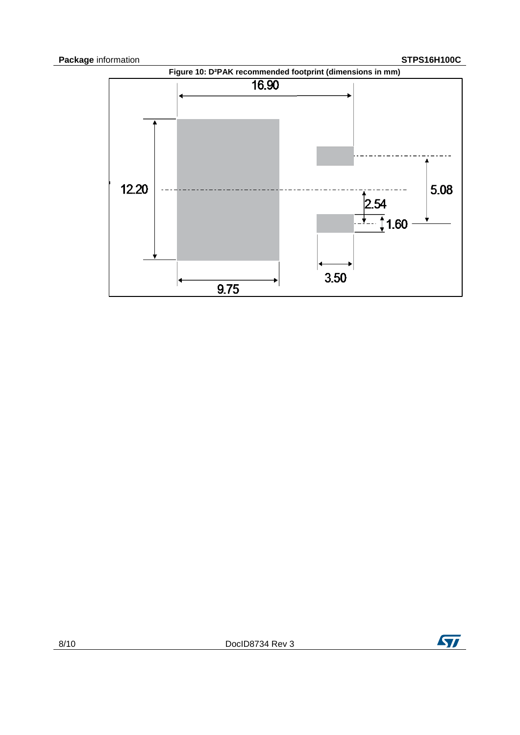**Figure 10: D²PAK recommended footprint (dimensions in mm)**

16.90

12.20

5.08

2.54

1.60

3.50

9.75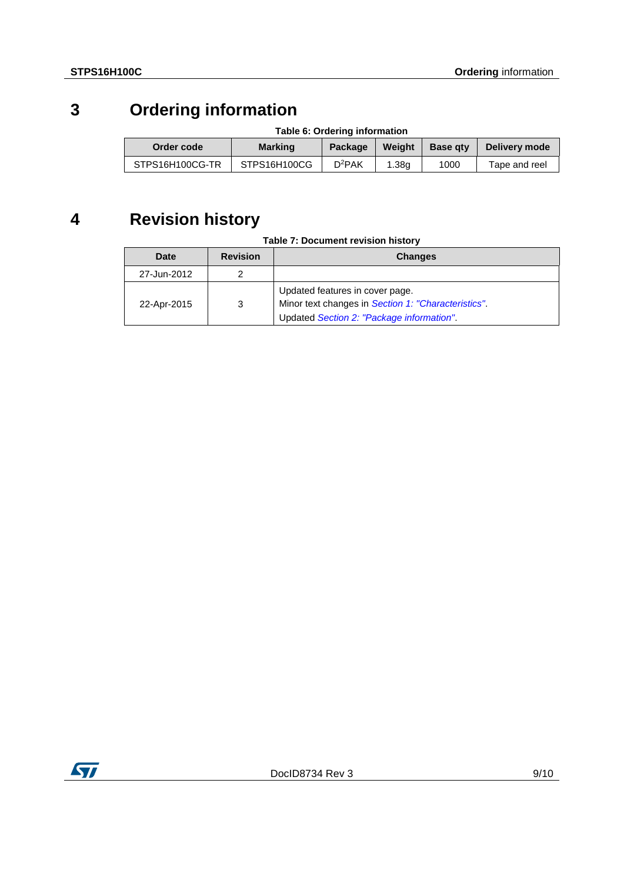# 3 Ordering information

**Table 6: Ordering information**

| Order code | Marking | Package | Weight | Base qty | Delivery mode |
|---|---|---|---|---|---|
| STPS16H100CG-TR | STPS16H100CG | $D^2PAK$ | 1.38g | 1000 | Tape and reel |

# 4 Revision history

**Table 7: Document revision history**

| Date | Revision | Changes |
|---|---|---|
| 27-Jun-2012 | 2 | |
| 22-Apr-2015 | 3 | Updated features in cover page.<br>Minor text changes in *Section 1: "Characteristics"*.<br>Updated *Section 2: "Package information"*. |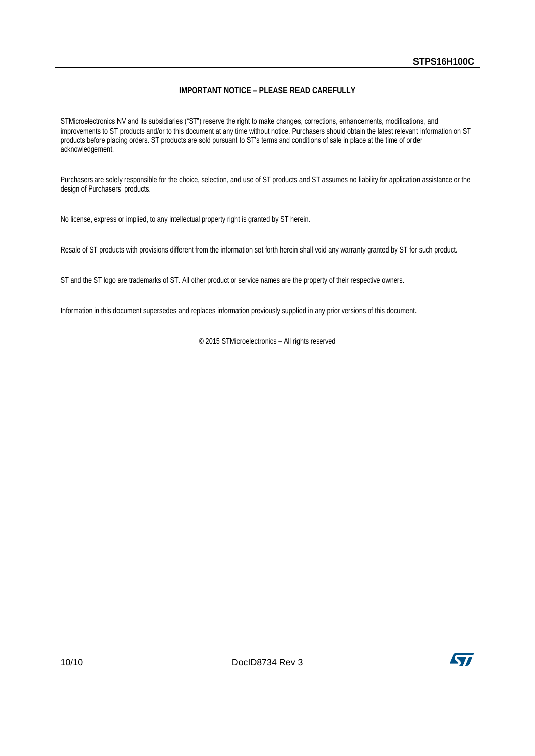## IMPORTANT NOTICE – PLEASE READ CAREFULLY

STMicroelectronics NV and its subsidiaries ("ST") reserve the right to make changes, corrections, enhancements, modifications, and improvements to ST products and/or to this document at any time without notice. Purchasers should obtain the latest relevant information on ST products before placing orders. ST products are sold pursuant to ST's terms and conditions of sale in place at the time of order acknowledgement.

Purchasers are solely responsible for the choice, selection, and use of ST products and ST assumes no liability for application assistance or the design of Purchasers' products.

No license, express or implied, to any intellectual property right is granted by ST herein.

Resale of ST products with provisions different from the information set forth herein shall void any warranty granted by ST for such product.

ST and the ST logo are trademarks of ST. All other product or service names are the property of their respective owners.

Information in this document supersedes and replaces information previously supplied in any prior versions of this document.

© 2015 STMicroelectronics – All rights reserved